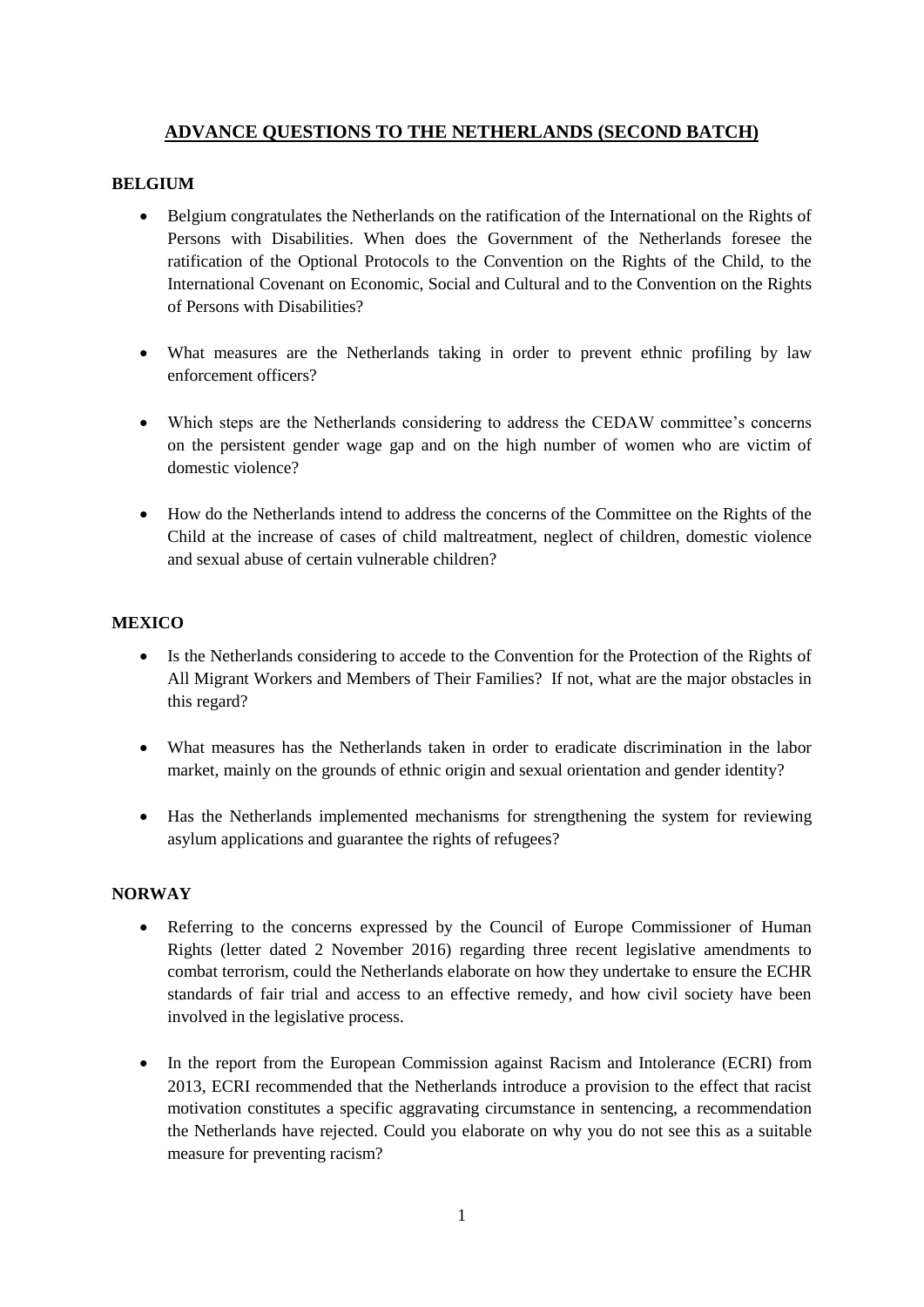# ADVANCE QUESTIONS TO THE NETHERLANDS (SECOND BATCH)

## BELGIUM

- Belgium congratulates the Netherlands on the ratification of the International on the Rights of Persons with Disabilities. When does the Government of the Netherlands foresee the ratification of the Optional Protocols to the Convention on the Rights of the Child, to the International Covenant on Economic, Social and Cultural and to the Convention on the Rights of Persons with Disabilities?

- What measures are the Netherlands taking in order to prevent ethnic profiling by law enforcement officers?

- Which steps are the Netherlands considering to address the CEDAW committee's concerns on the persistent gender wage gap and on the high number of women who are victim of domestic violence?

- How do the Netherlands intend to address the concerns of the Committee on the Rights of the Child at the increase of cases of child maltreatment, neglect of children, domestic violence and sexual abuse of certain vulnerable children?

## MEXICO

- Is the Netherlands considering to accede to the Convention for the Protection of the Rights of All Migrant Workers and Members of Their Families? If not, what are the major obstacles in this regard?

- What measures has the Netherlands taken in order to eradicate discrimination in the labor market, mainly on the grounds of ethnic origin and sexual orientation and gender identity?

- Has the Netherlands implemented mechanisms for strengthening the system for reviewing asylum applications and guarantee the rights of refugees?

## NORWAY

- Referring to the concerns expressed by the Council of Europe Commissioner of Human Rights (letter dated 2 November 2016) regarding three recent legislative amendments to combat terrorism, could the Netherlands elaborate on how they undertake to ensure the ECHR standards of fair trial and access to an effective remedy, and how civil society have been involved in the legislative process.

- In the report from the European Commission against Racism and Intolerance (ECRI) from 2013, ECRI recommended that the Netherlands introduce a provision to the effect that racist motivation constitutes a specific aggravating circumstance in sentencing, a recommendation the Netherlands have rejected. Could you elaborate on why you do not see this as a suitable measure for preventing racism?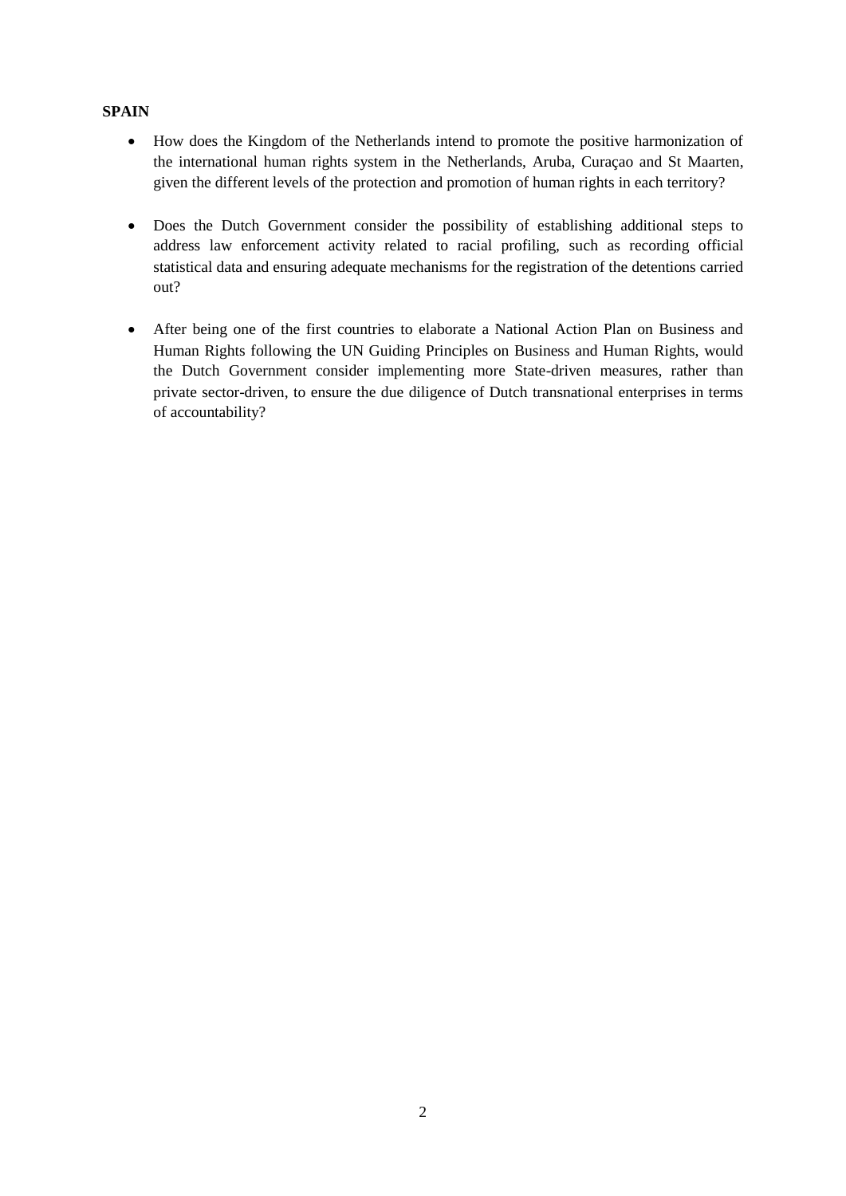**SPAIN**

- How does the Kingdom of the Netherlands intend to promote the positive harmonization of the international human rights system in the Netherlands, Aruba, Curaçao and St Maarten, given the different levels of the protection and promotion of human rights in each territory?

- Does the Dutch Government consider the possibility of establishing additional steps to address law enforcement activity related to racial profiling, such as recording official statistical data and ensuring adequate mechanisms for the registration of the detentions carried out?

- After being one of the first countries to elaborate a National Action Plan on Business and Human Rights following the UN Guiding Principles on Business and Human Rights, would the Dutch Government consider implementing more State-driven measures, rather than private sector-driven, to ensure the due diligence of Dutch transnational enterprises in terms of accountability?